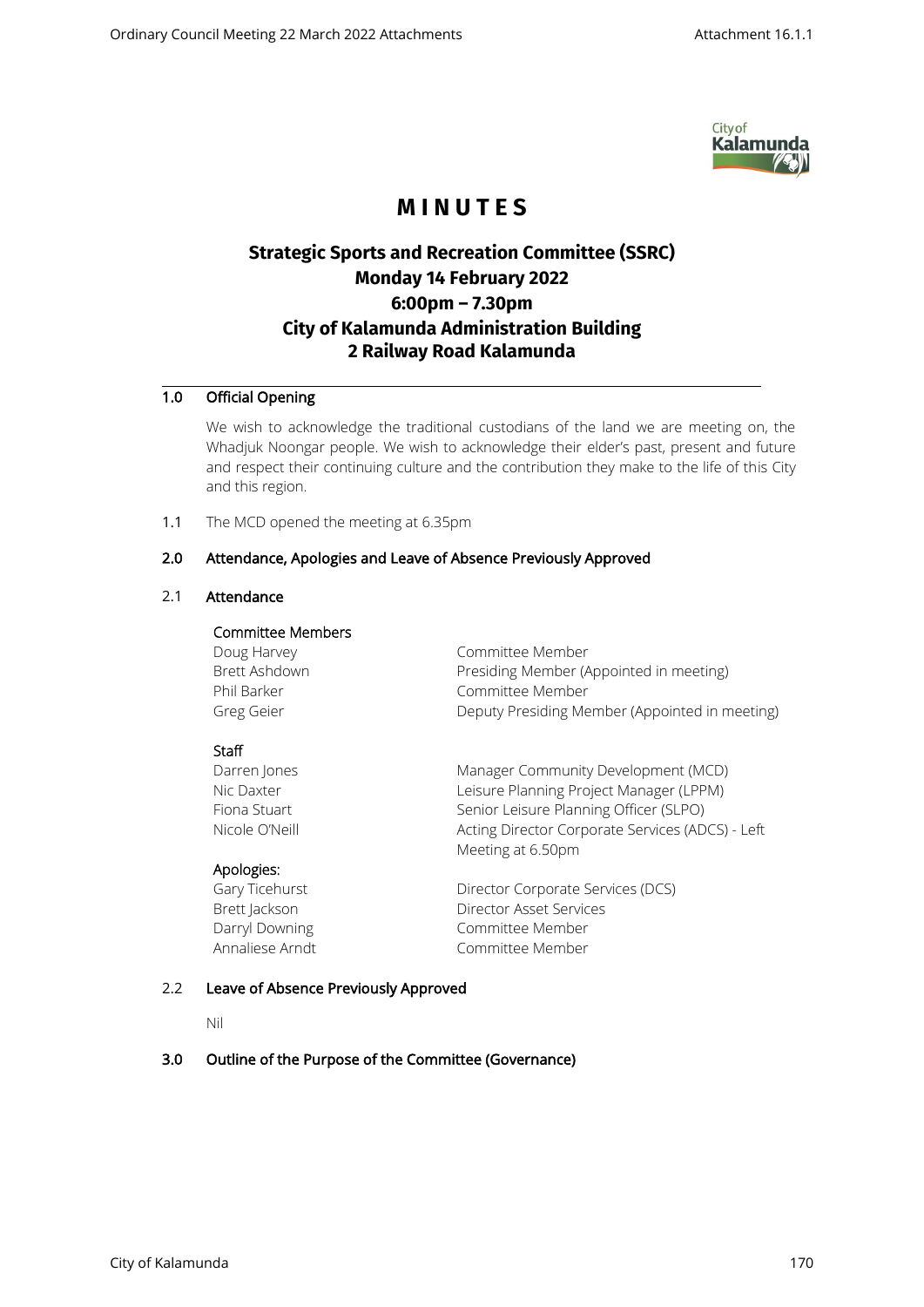# MINUTES

## Strategic Sports and Recreation Committee (SSRC)
## Monday 14 February 2022
## 6:00pm – 7.30pm
## City of Kalamunda Administration Building
## 2 Railway Road Kalamunda

---

**1.0 Official Opening**

We wish to acknowledge the traditional custodians of the land we are meeting on, the Whadjuk Noongar people. We wish to acknowledge their elder's past, present and future and respect their continuing culture and the contribution they make to the life of this City and this region.

1.1 The MCD opened the meeting at 6.35pm

**2.0 Attendance, Apologies and Leave of Absence Previously Approved**

2.1 **Attendance**

**Committee Members**

| | |
|---|---|
| Doug Harvey | Committee Member |
| Brett Ashdown | Presiding Member (Appointed in meeting) |
| Phil Barker | Committee Member |
| Greg Geier | Deputy Presiding Member (Appointed in meeting) |

**Staff**

| | |
|---|---|
| Darren Jones | Manager Community Development (MCD) |
| Nic Daxter | Leisure Planning Project Manager (LPPM) |
| Fiona Stuart | Senior Leisure Planning Officer (SLPO) |
| Nicole O'Neill | Acting Director Corporate Services (ADCS) - Left Meeting at 6.50pm |

**Apologies:**

| | |
|---|---|
| Gary Ticehurst | Director Corporate Services (DCS) |
| Brett Jackson | Director Asset Services |
| Darryl Downing | Committee Member |
| Annaliese Arndt | Committee Member |

2.2 **Leave of Absence Previously Approved**

Nil

**3.0 Outline of the Purpose of the Committee (Governance)**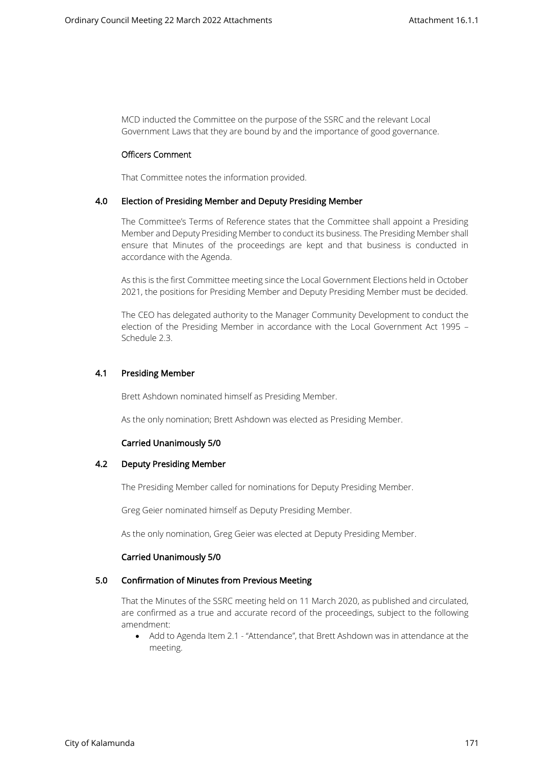MCD inducted the Committee on the purpose of the SSRC and the relevant Local Government Laws that they are bound by and the importance of good governance.

**Officers Comment**

That Committee notes the information provided.

## 4.0 Election of Presiding Member and Deputy Presiding Member

The Committee's Terms of Reference states that the Committee shall appoint a Presiding Member and Deputy Presiding Member to conduct its business. The Presiding Member shall ensure that Minutes of the proceedings are kept and that business is conducted in accordance with the Agenda.

As this is the first Committee meeting since the Local Government Elections held in October 2021, the positions for Presiding Member and Deputy Presiding Member must be decided.

The CEO has delegated authority to the Manager Community Development to conduct the election of the Presiding Member in accordance with the Local Government Act 1995 – Schedule 2.3.

### 4.1 Presiding Member

Brett Ashdown nominated himself as Presiding Member.

As the only nomination; Brett Ashdown was elected as Presiding Member.

**Carried Unanimously 5/0**

### 4.2 Deputy Presiding Member

The Presiding Member called for nominations for Deputy Presiding Member.

Greg Geier nominated himself as Deputy Presiding Member.

As the only nomination, Greg Geier was elected at Deputy Presiding Member.

**Carried Unanimously 5/0**

## 5.0 Confirmation of Minutes from Previous Meeting

That the Minutes of the SSRC meeting held on 11 March 2020, as published and circulated, are confirmed as a true and accurate record of the proceedings, subject to the following amendment:

- Add to Agenda Item 2.1 - "Attendance", that Brett Ashdown was in attendance at the meeting.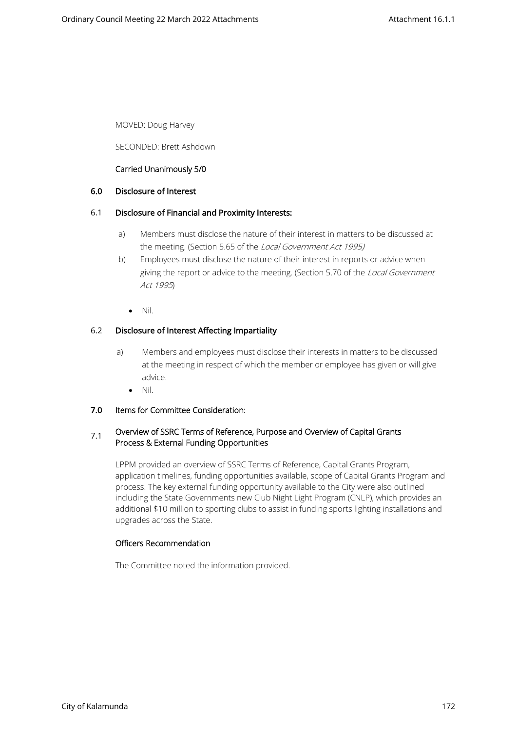MOVED: Doug Harvey

SECONDED: Brett Ashdown

**Carried Unanimously 5/0**

## 6.0 Disclosure of Interest

### 6.1 Disclosure of Financial and Proximity Interests:

a) Members must disclose the nature of their interest in matters to be discussed at the meeting. (Section 5.65 of the *Local Government Act 1995)*

b) Employees must disclose the nature of their interest in reports or advice when giving the report or advice to the meeting. (Section 5.70 of the *Local Government Act 1995*)

- Nil.

### 6.2 Disclosure of Interest Affecting Impartiality

a) Members and employees must disclose their interests in matters to be discussed at the meeting in respect of which the member or employee has given or will give advice.

- Nil.

## 7.0 Items for Committee Consideration:

### 7.1 Overview of SSRC Terms of Reference, Purpose and Overview of Capital Grants Process & External Funding Opportunities

LPPM provided an overview of SSRC Terms of Reference, Capital Grants Program, application timelines, funding opportunities available, scope of Capital Grants Program and process. The key external funding opportunity available to the City were also outlined including the State Governments new Club Night Light Program (CNLP), which provides an additional $10 million to sporting clubs to assist in funding sports lighting installations and upgrades across the State.

**Officers Recommendation**

The Committee noted the information provided.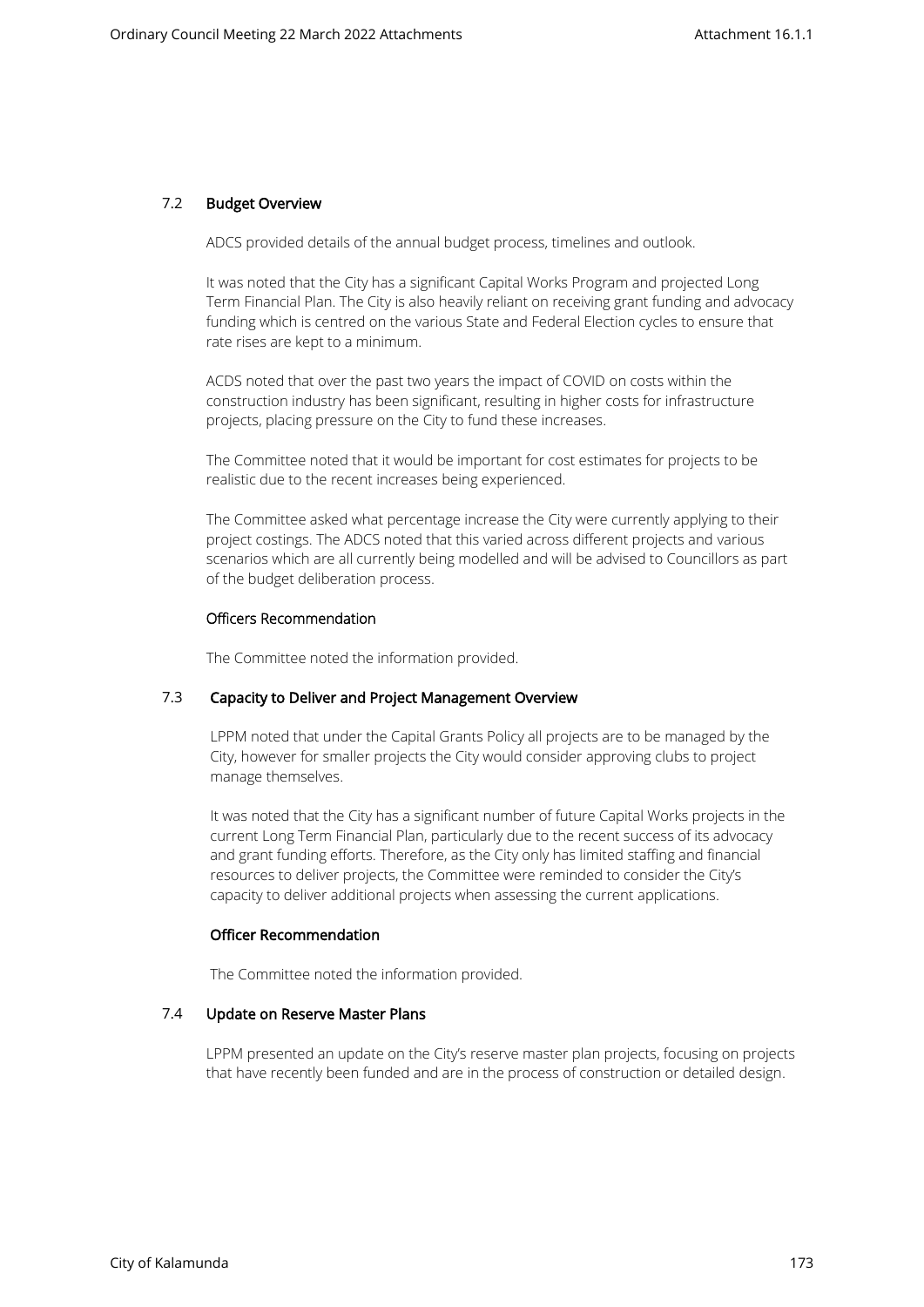### 7.2 Budget Overview

ADCS provided details of the annual budget process, timelines and outlook.

It was noted that the City has a significant Capital Works Program and projected Long Term Financial Plan. The City is also heavily reliant on receiving grant funding and advocacy funding which is centred on the various State and Federal Election cycles to ensure that rate rises are kept to a minimum.

ACDS noted that over the past two years the impact of COVID on costs within the construction industry has been significant, resulting in higher costs for infrastructure projects, placing pressure on the City to fund these increases.

The Committee noted that it would be important for cost estimates for projects to be realistic due to the recent increases being experienced.

The Committee asked what percentage increase the City were currently applying to their project costings. The ADCS noted that this varied across different projects and various scenarios which are all currently being modelled and will be advised to Councillors as part of the budget deliberation process.

#### Officers Recommendation

The Committee noted the information provided.

### 7.3 Capacity to Deliver and Project Management Overview

LPPM noted that under the Capital Grants Policy all projects are to be managed by the City, however for smaller projects the City would consider approving clubs to project manage themselves.

It was noted that the City has a significant number of future Capital Works projects in the current Long Term Financial Plan, particularly due to the recent success of its advocacy and grant funding efforts. Therefore, as the City only has limited staffing and financial resources to deliver projects, the Committee were reminded to consider the City's capacity to deliver additional projects when assessing the current applications.

#### Officer Recommendation

The Committee noted the information provided.

### 7.4 Update on Reserve Master Plans

LPPM presented an update on the City's reserve master plan projects, focusing on projects that have recently been funded and are in the process of construction or detailed design.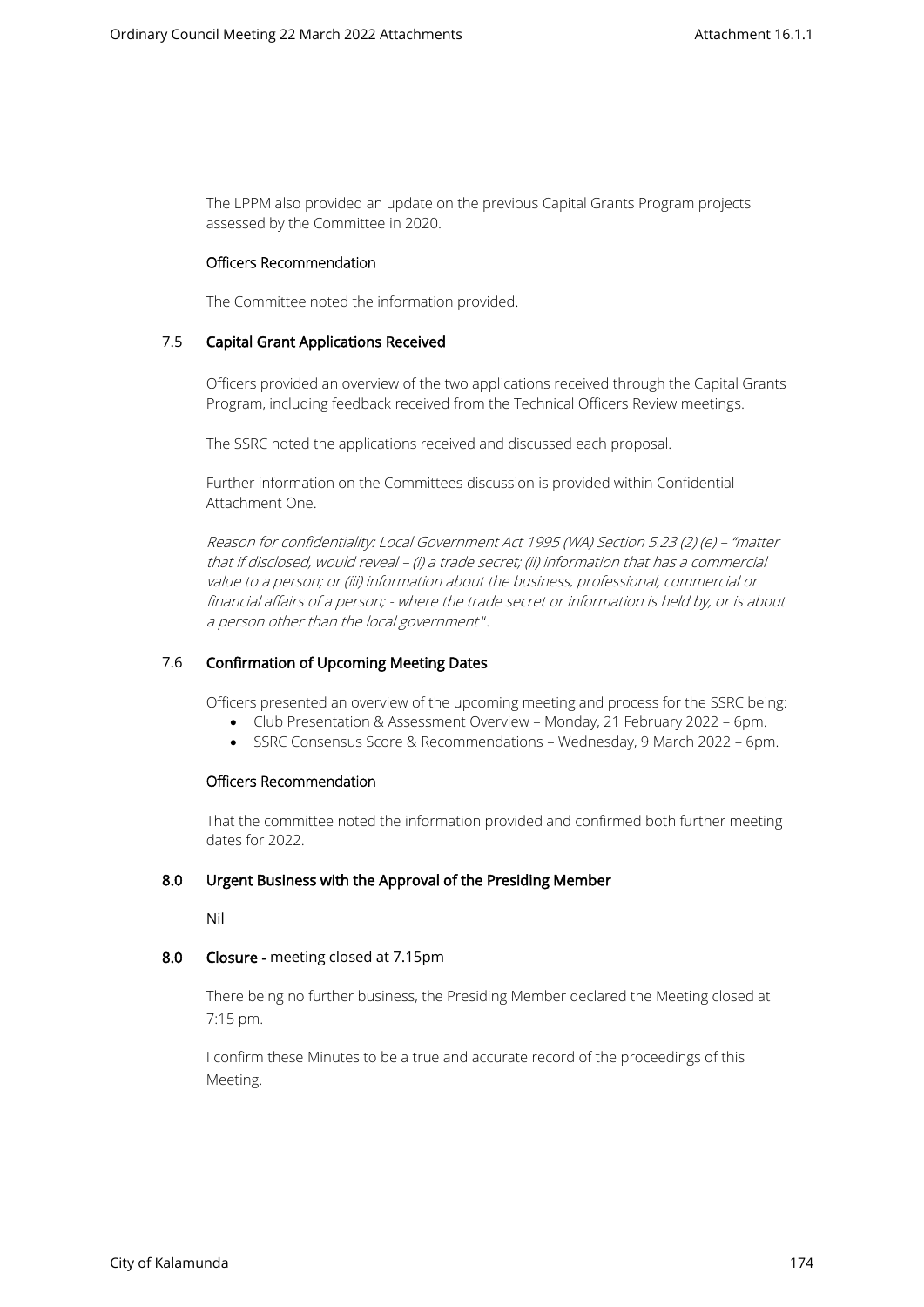The LPPM also provided an update on the previous Capital Grants Program projects assessed by the Committee in 2020.

**Officers Recommendation**

The Committee noted the information provided.

### 7.5 Capital Grant Applications Received

Officers provided an overview of the two applications received through the Capital Grants Program, including feedback received from the Technical Officers Review meetings.

The SSRC noted the applications received and discussed each proposal.

Further information on the Committees discussion is provided within Confidential Attachment One.

*Reason for confidentiality: Local Government Act 1995 (WA) Section 5.23 (2) (e) – "matter that if disclosed, would reveal – (i) a trade secret; (ii) information that has a commercial value to a person; or (iii) information about the business, professional, commercial or financial affairs of a person; - where the trade secret or information is held by, or is about a person other than the local government".*

### 7.6 Confirmation of Upcoming Meeting Dates

Officers presented an overview of the upcoming meeting and process for the SSRC being:

- Club Presentation & Assessment Overview – Monday, 21 February 2022 – 6pm.
- SSRC Consensus Score & Recommendations – Wednesday, 9 March 2022 – 6pm.

**Officers Recommendation**

That the committee noted the information provided and confirmed both further meeting dates for 2022.

### 8.0 Urgent Business with the Approval of the Presiding Member

Nil

### 8.0 Closure - meeting closed at 7.15pm

There being no further business, the Presiding Member declared the Meeting closed at 7:15 pm.

I confirm these Minutes to be a true and accurate record of the proceedings of this Meeting.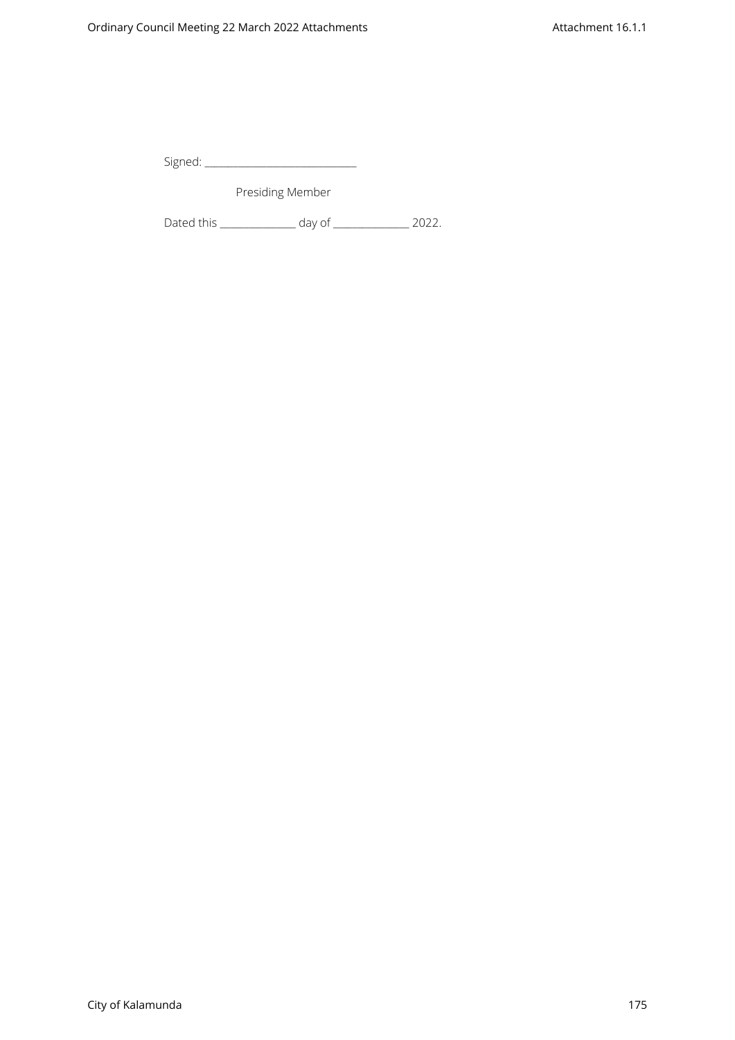Signed: ____________________________

Presiding Member

Dated this ______________ day of ______________ 2022.